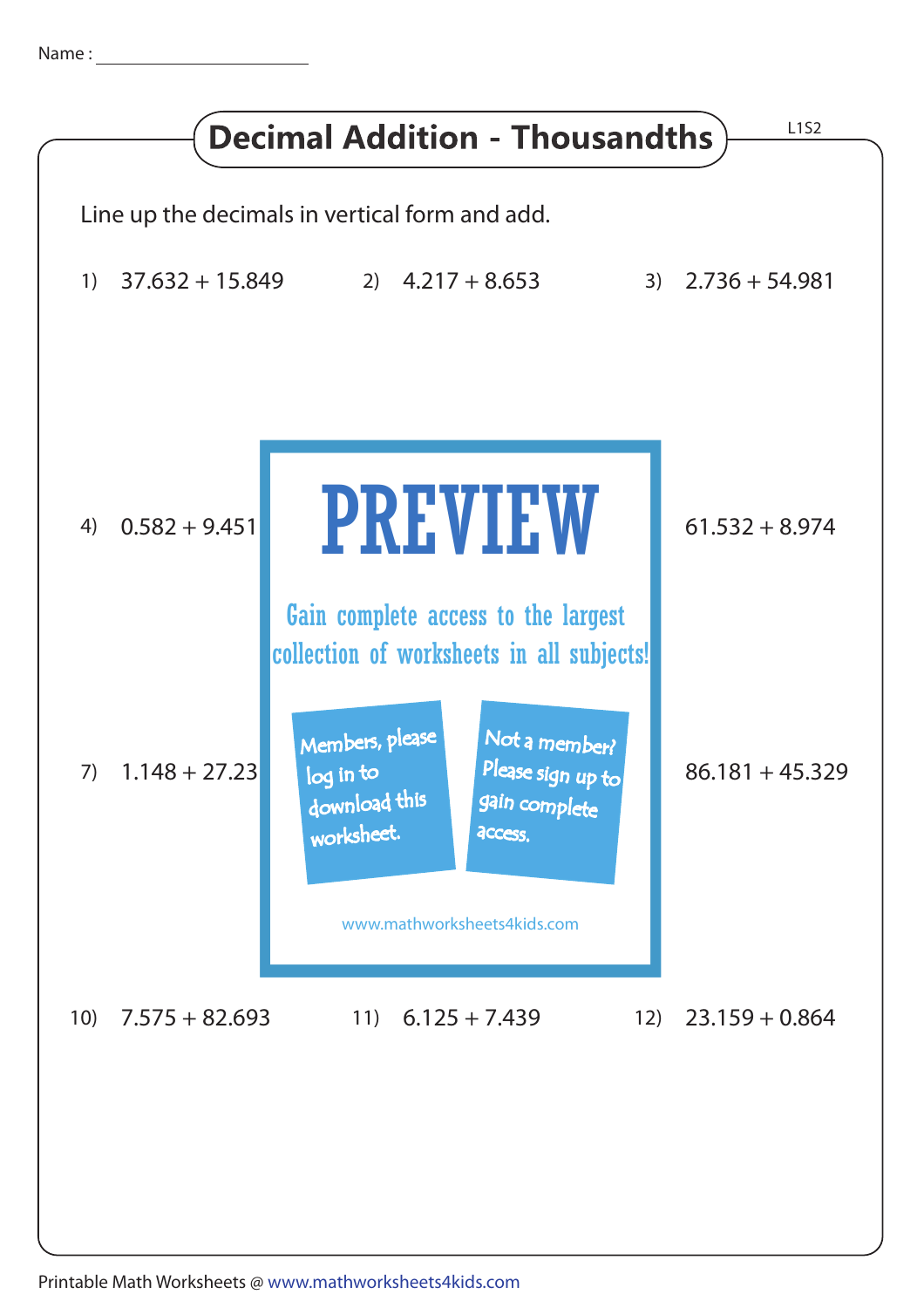Name : ________________________

# Decimal Addition - Thousandths

L1S2

Line up the decimals in vertical form and add.

1) 37.632 + 15.849

2) 4.217 + 8.653

3) 2.736 + 54.981

4) 0.582 + 9.451

PREVIEW

Gain complete access to the largest collection of worksheets in all subjects!

Members, please log in to download this worksheet.

Not a member? Please sign up to gain complete access.

www.mathworksheets4kids.com

61.532 + 8.974

7) 1.148 + 27.23

86.181 + 45.329

10) 7.575 + 82.693

11) 6.125 + 7.439

12) 23.159 + 0.864

Printable Math Worksheets @ www.mathworksheets4kids.com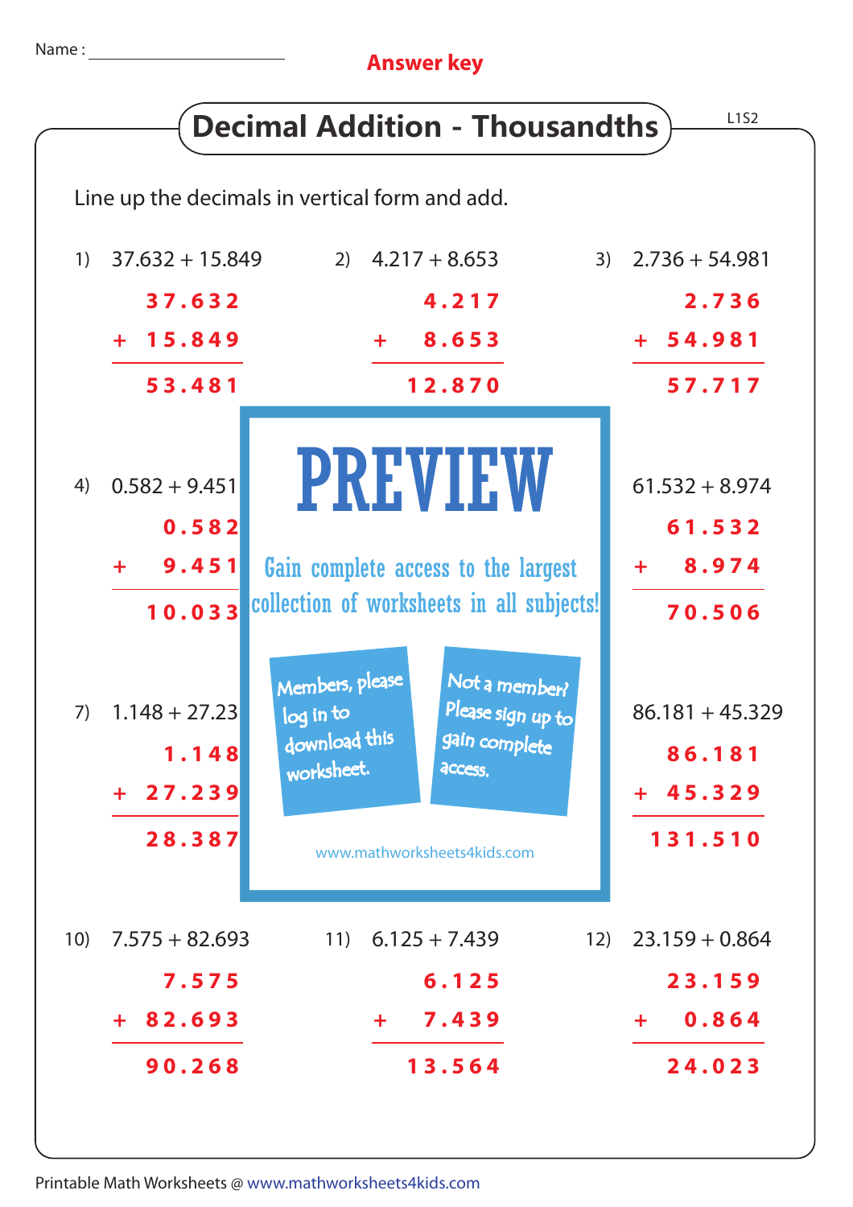Name : ____________________

**Answer key**

# Decimal Addition - Thousandths

L1S2

Line up the decimals in vertical form and add.

1) 37.632 + 15.849

```
   37.632
+  15.849
---------
   53.481
```

2) 4.217 + 8.653

```
    4.217
+   8.653
---------
   12.870
```

3) 2.736 + 54.981

```
    2.736
+  54.981
---------
   57.717
```

4) 0.582 + 9.451

```
    0.582
+   9.451
---------
   10.033
```

61.532 + 8.974

```
   61.532
+   8.974
---------
   70.506
```

7) 1.148 + 27.23

```
    1.148
+  27.239
---------
   28.387
```

86.181 + 45.329

```
   86.181
+  45.329
---------
  131.510
```

10) 7.575 + 82.693

```
    7.575
+  82.693
---------
   90.268
```

11) 6.125 + 7.439

```
    6.125
+   7.439
---------
   13.564
```

12) 23.159 + 0.864

```
   23.159
+   0.864
---------
   24.023
```

PREVIEW

Gain complete access to the largest collection of worksheets in all subjects!

Members, please log in to download this worksheet.

Not a member? Please sign up to gain complete access.

www.mathworksheets4kids.com

Printable Math Worksheets @ www.mathworksheets4kids.com